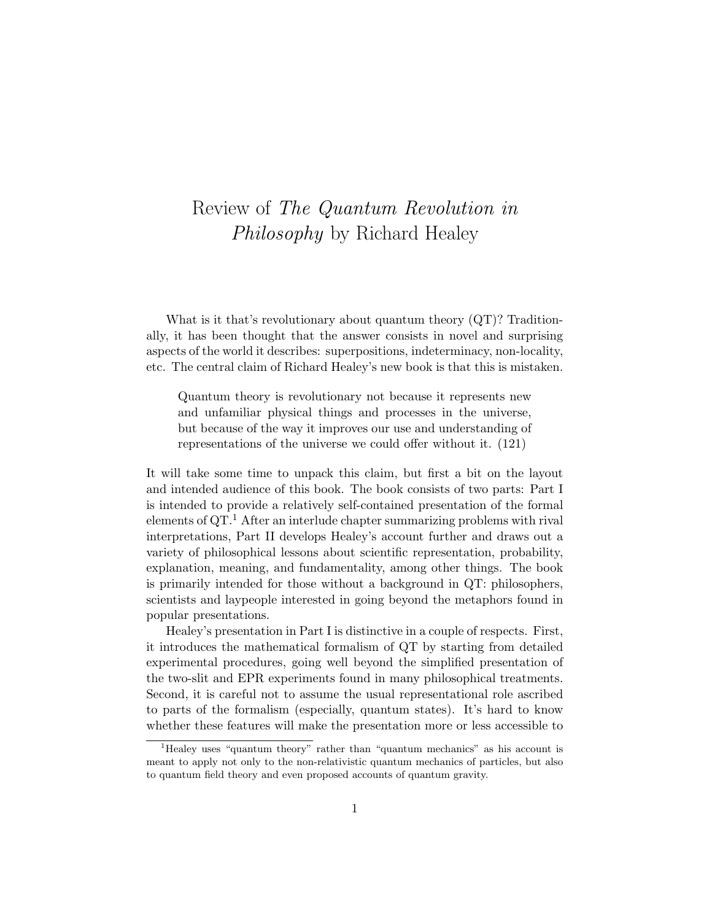# Review of *The Quantum Revolution in Philosophy* by Richard Healey

What is it that's revolutionary about quantum theory (QT)? Traditionally, it has been thought that the answer consists in novel and surprising aspects of the world it describes: superpositions, indeterminacy, non-locality, etc. The central claim of Richard Healey's new book is that this is mistaken.

> Quantum theory is revolutionary not because it represents new and unfamiliar physical things and processes in the universe, but because of the way it improves our use and understanding of representations of the universe we could offer without it. (121)

It will take some time to unpack this claim, but first a bit on the layout and intended audience of this book. The book consists of two parts: Part I is intended to provide a relatively self-contained presentation of the formal elements of QT.[1] After an interlude chapter summarizing problems with rival interpretations, Part II develops Healey's account further and draws out a variety of philosophical lessons about scientific representation, probability, explanation, meaning, and fundamentality, among other things. The book is primarily intended for those without a background in QT: philosophers, scientists and laypeople interested in going beyond the metaphors found in popular presentations.

Healey's presentation in Part I is distinctive in a couple of respects. First, it introduces the mathematical formalism of QT by starting from detailed experimental procedures, going well beyond the simplified presentation of the two-slit and EPR experiments found in many philosophical treatments. Second, it is careful not to assume the usual representational role ascribed to parts of the formalism (especially, quantum states). It's hard to know whether these features will make the presentation more or less accessible to

[1] Healey uses "quantum theory" rather than "quantum mechanics" as his account is meant to apply not only to the non-relativistic quantum mechanics of particles, but also to quantum field theory and even proposed accounts of quantum gravity.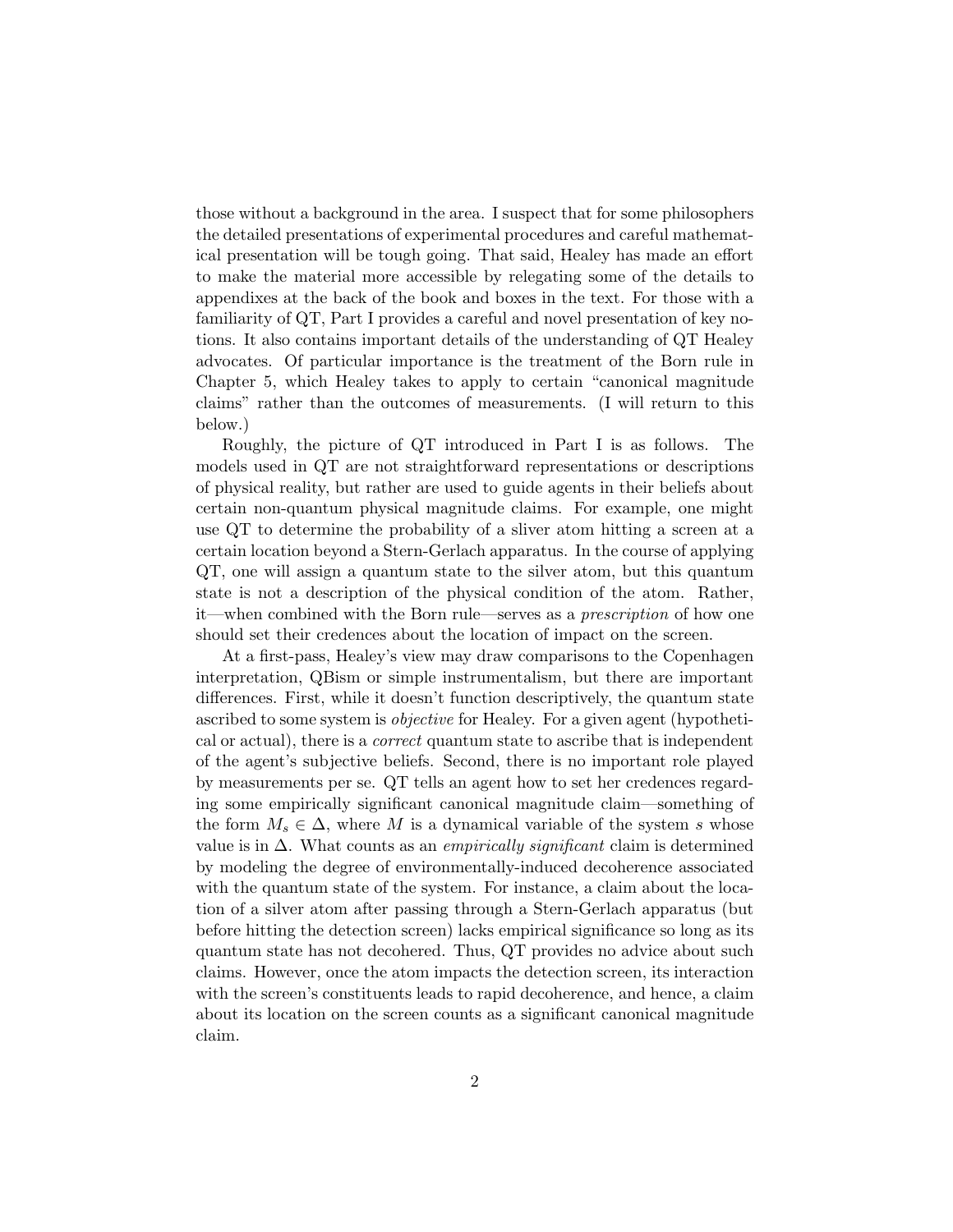those without a background in the area. I suspect that for some philosophers the detailed presentations of experimental procedures and careful mathematical presentation will be tough going. That said, Healey has made an effort to make the material more accessible by relegating some of the details to appendixes at the back of the book and boxes in the text. For those with a familiarity of QT, Part I provides a careful and novel presentation of key notions. It also contains important details of the understanding of QT Healey advocates. Of particular importance is the treatment of the Born rule in Chapter 5, which Healey takes to apply to certain "canonical magnitude claims" rather than the outcomes of measurements. (I will return to this below.)

Roughly, the picture of QT introduced in Part I is as follows. The models used in QT are not straightforward representations or descriptions of physical reality, but rather are used to guide agents in their beliefs about certain non-quantum physical magnitude claims. For example, one might use QT to determine the probability of a sliver atom hitting a screen at a certain location beyond a Stern-Gerlach apparatus. In the course of applying QT, one will assign a quantum state to the silver atom, but this quantum state is not a description of the physical condition of the atom. Rather, it—when combined with the Born rule—serves as a *prescription* of how one should set their credences about the location of impact on the screen.

At a first-pass, Healey's view may draw comparisons to the Copenhagen interpretation, QBism or simple instrumentalism, but there are important differences. First, while it doesn't function descriptively, the quantum state ascribed to some system is *objective* for Healey. For a given agent (hypothetical or actual), there is a *correct* quantum state to ascribe that is independent of the agent's subjective beliefs. Second, there is no important role played by measurements per se. QT tells an agent how to set her credences regarding some empirically significant canonical magnitude claim—something of the form $M_s \in \Delta$, where $M$ is a dynamical variable of the system $s$ whose value is in $\Delta$. What counts as an *empirically significant* claim is determined by modeling the degree of environmentally-induced decoherence associated with the quantum state of the system. For instance, a claim about the location of a silver atom after passing through a Stern-Gerlach apparatus (but before hitting the detection screen) lacks empirical significance so long as its quantum state has not decohered. Thus, QT provides no advice about such claims. However, once the atom impacts the detection screen, its interaction with the screen's constituents leads to rapid decoherence, and hence, a claim about its location on the screen counts as a significant canonical magnitude claim.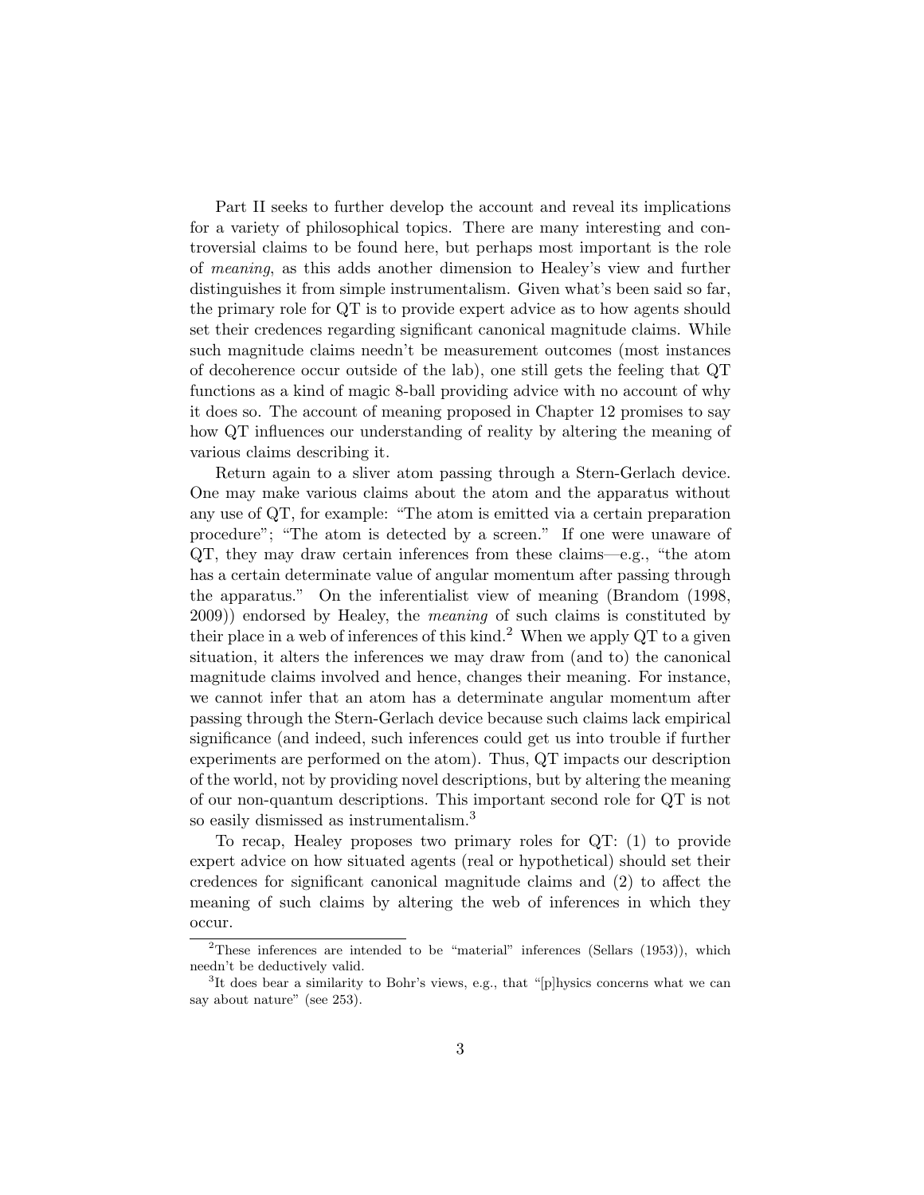Part II seeks to further develop the account and reveal its implications for a variety of philosophical topics. There are many interesting and controversial claims to be found here, but perhaps most important is the role of *meaning*, as this adds another dimension to Healey's view and further distinguishes it from simple instrumentalism. Given what's been said so far, the primary role for QT is to provide expert advice as to how agents should set their credences regarding significant canonical magnitude claims. While such magnitude claims needn't be measurement outcomes (most instances of decoherence occur outside of the lab), one still gets the feeling that QT functions as a kind of magic 8-ball providing advice with no account of why it does so. The account of meaning proposed in Chapter 12 promises to say how QT influences our understanding of reality by altering the meaning of various claims describing it.

Return again to a sliver atom passing through a Stern-Gerlach device. One may make various claims about the atom and the apparatus without any use of QT, for example: "The atom is emitted via a certain preparation procedure"; "The atom is detected by a screen." If one were unaware of QT, they may draw certain inferences from these claims—e.g., "the atom has a certain determinate value of angular momentum after passing through the apparatus." On the inferentialist view of meaning (Brandom (1998, 2009)) endorsed by Healey, the *meaning* of such claims is constituted by their place in a web of inferences of this kind.[2] When we apply QT to a given situation, it alters the inferences we may draw from (and to) the canonical magnitude claims involved and hence, changes their meaning. For instance, we cannot infer that an atom has a determinate angular momentum after passing through the Stern-Gerlach device because such claims lack empirical significance (and indeed, such inferences could get us into trouble if further experiments are performed on the atom). Thus, QT impacts our description of the world, not by providing novel descriptions, but by altering the meaning of our non-quantum descriptions. This important second role for QT is not so easily dismissed as instrumentalism.[3]

To recap, Healey proposes two primary roles for QT: (1) to provide expert advice on how situated agents (real or hypothetical) should set their credences for significant canonical magnitude claims and (2) to affect the meaning of such claims by altering the web of inferences in which they occur.

---

[2] These inferences are intended to be "material" inferences (Sellars (1953)), which needn't be deductively valid.

[3] It does bear a similarity to Bohr's views, e.g., that "[p]hysics concerns what we can say about nature" (see 253).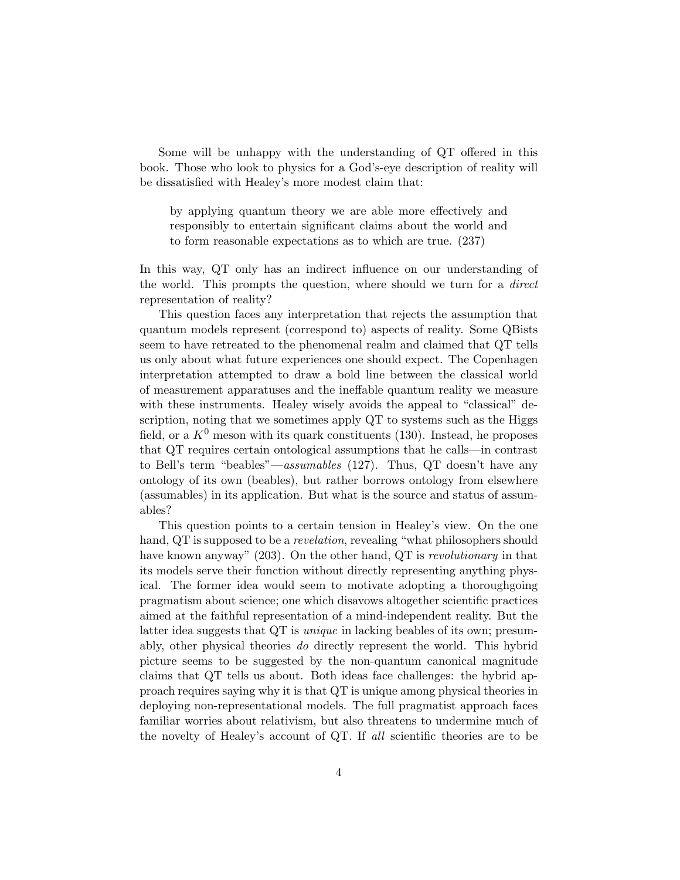Some will be unhappy with the understanding of QT offered in this book. Those who look to physics for a God's-eye description of reality will be dissatisfied with Healey's more modest claim that:

> by applying quantum theory we are able more effectively and responsibly to entertain significant claims about the world and to form reasonable expectations as to which are true. (237)

In this way, QT only has an indirect influence on our understanding of the world. This prompts the question, where should we turn for a *direct* representation of reality?

This question faces any interpretation that rejects the assumption that quantum models represent (correspond to) aspects of reality. Some QBists seem to have retreated to the phenomenal realm and claimed that QT tells us only about what future experiences one should expect. The Copenhagen interpretation attempted to draw a bold line between the classical world of measurement apparatuses and the ineffable quantum reality we measure with these instruments. Healey wisely avoids the appeal to "classical" description, noting that we sometimes apply QT to systems such as the Higgs field, or a $K^0$ meson with its quark constituents (130). Instead, he proposes that QT requires certain ontological assumptions that he calls—in contrast to Bell's term "beables"—*assumables* (127). Thus, QT doesn't have any ontology of its own (beables), but rather borrows ontology from elsewhere (assumables) in its application. But what is the source and status of assumables?

This question points to a certain tension in Healey's view. On the one hand, QT is supposed to be a *revelation*, revealing "what philosophers should have known anyway" (203). On the other hand, QT is *revolutionary* in that its models serve their function without directly representing anything physical. The former idea would seem to motivate adopting a thoroughgoing pragmatism about science; one which disavows altogether scientific practices aimed at the faithful representation of a mind-independent reality. But the latter idea suggests that QT is *unique* in lacking beables of its own; presumably, other physical theories *do* directly represent the world. This hybrid picture seems to be suggested by the non-quantum canonical magnitude claims that QT tells us about. Both ideas face challenges: the hybrid approach requires saying why it is that QT is unique among physical theories in deploying non-representational models. The full pragmatist approach faces familiar worries about relativism, but also threatens to undermine much of the novelty of Healey's account of QT. If *all* scientific theories are to be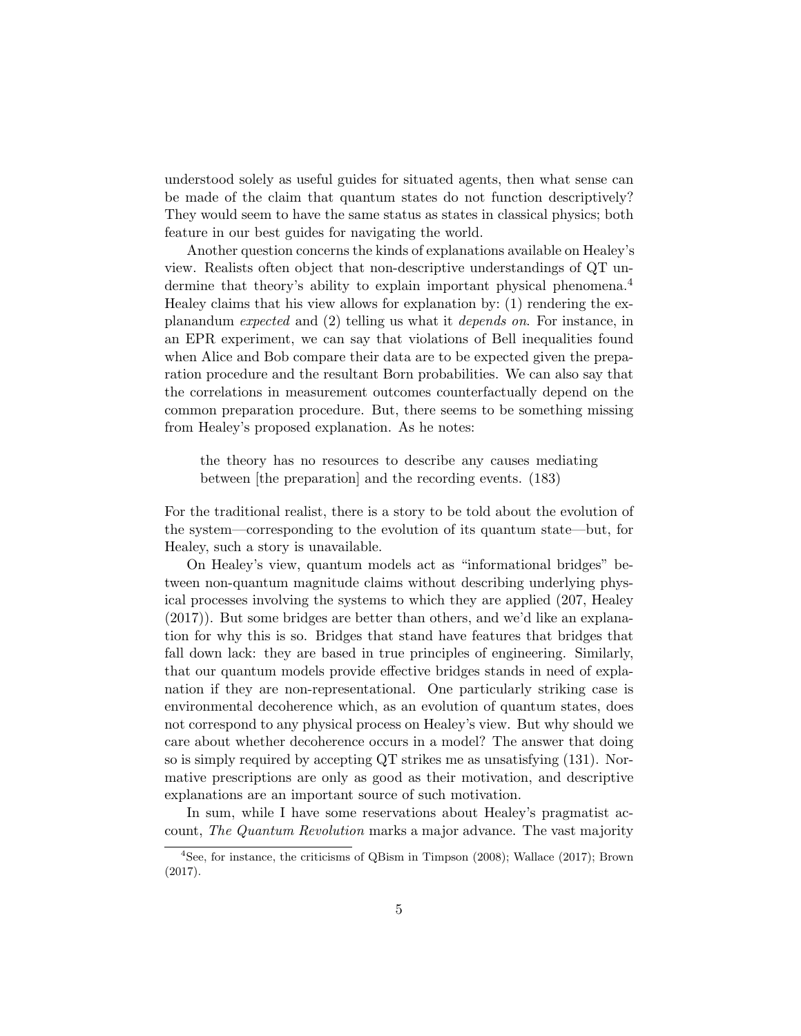understood solely as useful guides for situated agents, then what sense can be made of the claim that quantum states do not function descriptively? They would seem to have the same status as states in classical physics; both feature in our best guides for navigating the world.

Another question concerns the kinds of explanations available on Healey's view. Realists often object that non-descriptive understandings of QT undermine that theory's ability to explain important physical phenomena.[4] Healey claims that his view allows for explanation by: (1) rendering the explanandum *expected* and (2) telling us what it *depends on*. For instance, in an EPR experiment, we can say that violations of Bell inequalities found when Alice and Bob compare their data are to be expected given the preparation procedure and the resultant Born probabilities. We can also say that the correlations in measurement outcomes counterfactually depend on the common preparation procedure. But, there seems to be something missing from Healey's proposed explanation. As he notes:

> the theory has no resources to describe any causes mediating between [the preparation] and the recording events. (183)

For the traditional realist, there is a story to be told about the evolution of the system—corresponding to the evolution of its quantum state—but, for Healey, such a story is unavailable.

On Healey's view, quantum models act as "informational bridges" between non-quantum magnitude claims without describing underlying physical processes involving the systems to which they are applied (207, Healey (2017)). But some bridges are better than others, and we'd like an explanation for why this is so. Bridges that stand have features that bridges that fall down lack: they are based in true principles of engineering. Similarly, that our quantum models provide effective bridges stands in need of explanation if they are non-representational. One particularly striking case is environmental decoherence which, as an evolution of quantum states, does not correspond to any physical process on Healey's view. But why should we care about whether decoherence occurs in a model? The answer that doing so is simply required by accepting QT strikes me as unsatisfying (131). Normative prescriptions are only as good as their motivation, and descriptive explanations are an important source of such motivation.

In sum, while I have some reservations about Healey's pragmatist account, *The Quantum Revolution* marks a major advance. The vast majority

[4] See, for instance, the criticisms of QBism in Timpson (2008); Wallace (2017); Brown (2017).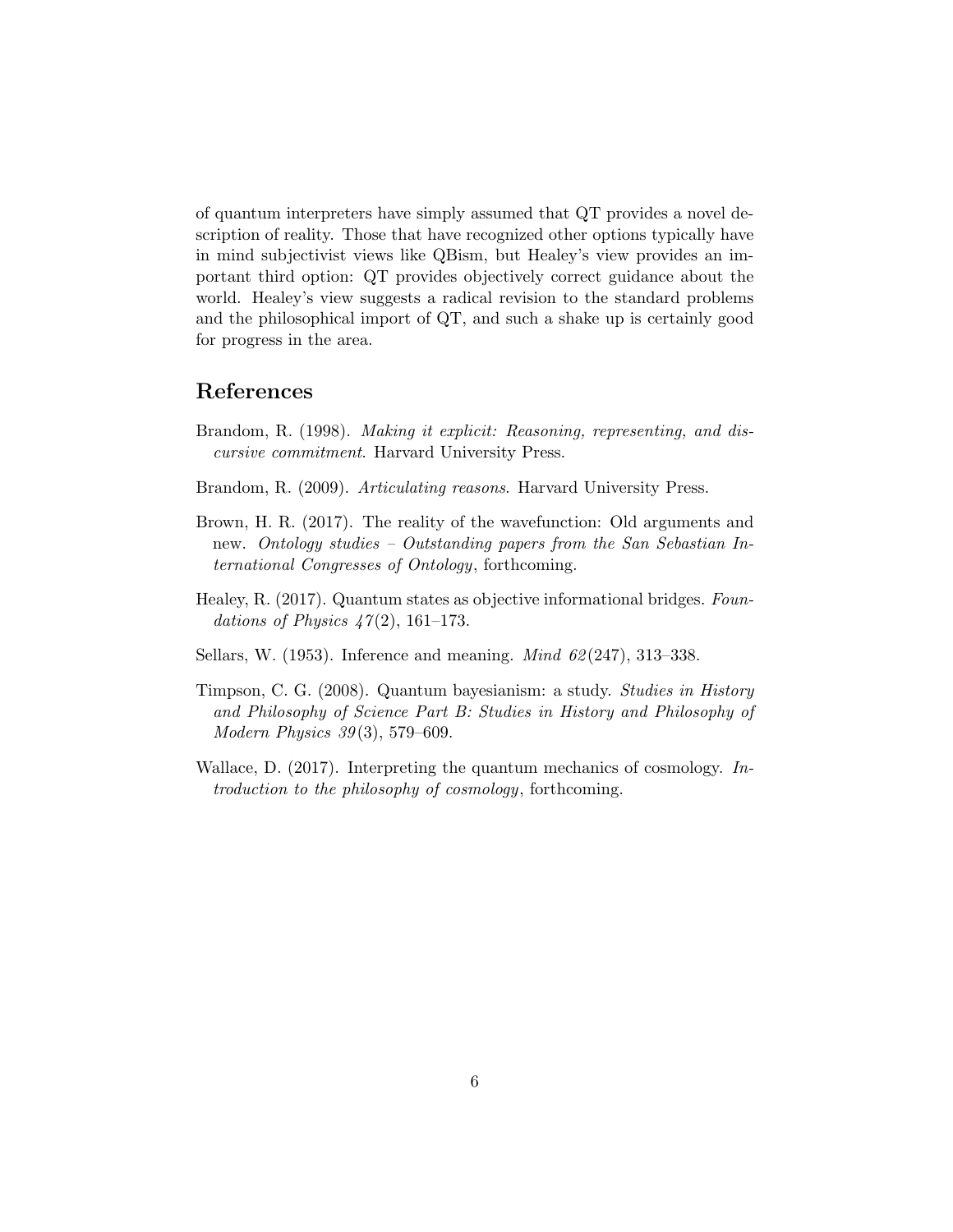of quantum interpreters have simply assumed that QT provides a novel description of reality. Those that have recognized other options typically have in mind subjectivist views like QBism, but Healey's view provides an important third option: QT provides objectively correct guidance about the world. Healey's view suggests a radical revision to the standard problems and the philosophical import of QT, and such a shake up is certainly good for progress in the area.

## References

Brandom, R. (1998). *Making it explicit: Reasoning, representing, and discursive commitment*. Harvard University Press.

Brandom, R. (2009). *Articulating reasons*. Harvard University Press.

Brown, H. R. (2017). The reality of the wavefunction: Old arguments and new. *Ontology studies – Outstanding papers from the San Sebastian International Congresses of Ontology*, forthcoming.

Healey, R. (2017). Quantum states as objective informational bridges. *Foundations of Physics 47*(2), 161–173.

Sellars, W. (1953). Inference and meaning. *Mind 62*(247), 313–338.

Timpson, C. G. (2008). Quantum bayesianism: a study. *Studies in History and Philosophy of Science Part B: Studies in History and Philosophy of Modern Physics 39*(3), 579–609.

Wallace, D. (2017). Interpreting the quantum mechanics of cosmology. *Introduction to the philosophy of cosmology*, forthcoming.